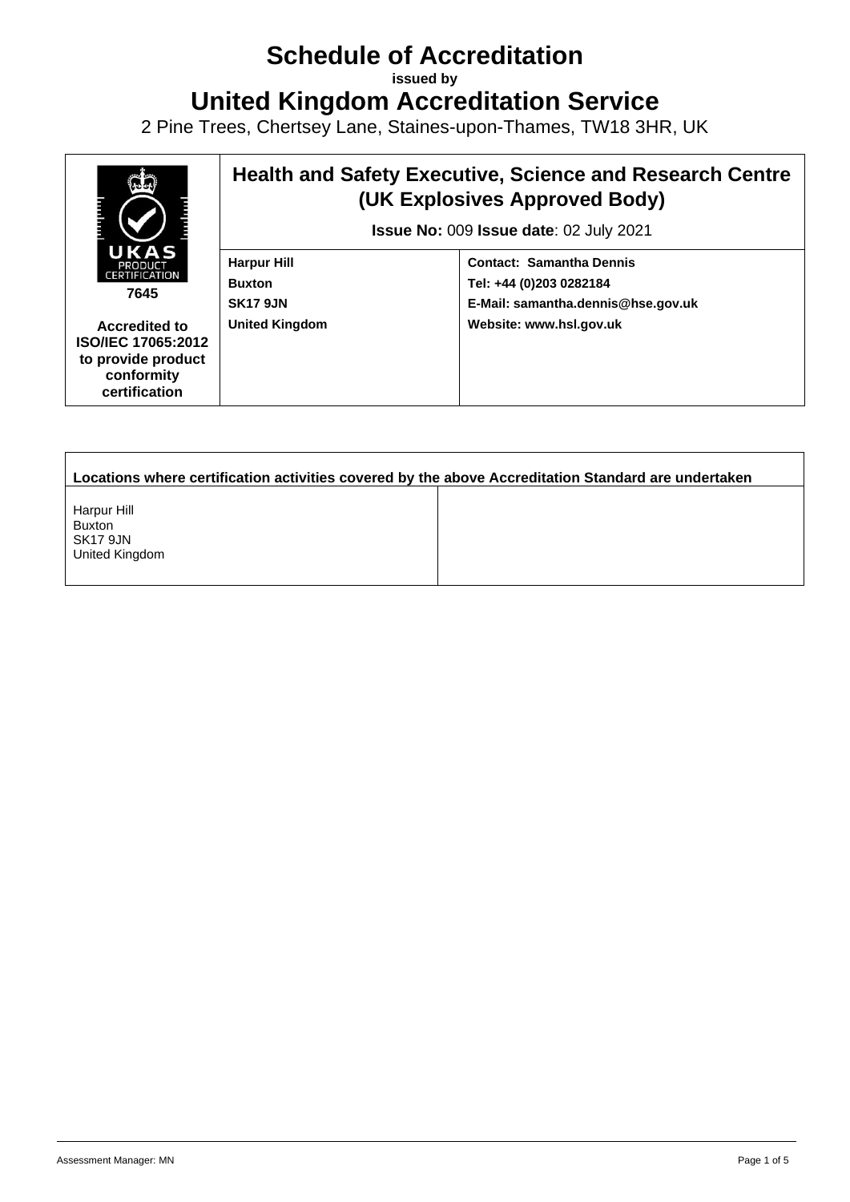# Schedule of Accreditation

**issued by**

# United Kingdom Accreditation Service

2 Pine Trees, Chertsey Lane, Staines-upon-Thames, TW18 3HR, UK

| UKAS PRODUCT CERTIFICATION **7645** **Accredited to ISO/IEC 17065:2012 to provide product conformity certification** | **Health and Safety Executive, Science and Research Centre (UK Explosives Approved Body)** **Issue No:** 009 **Issue date**: 02 July 2021 | |
|---|---|---|
| | **Harpur Hill** **Buxton** **SK17 9JN** **United Kingdom** | **Contact: Samantha Dennis** **Tel: +44 (0)203 0282184** **E-Mail: samantha.dennis@hse.gov.uk** **Website: www.hsl.gov.uk** |

| **Locations where certification activities covered by the above Accreditation Standard are undertaken** | |
|---|---|
| Harpur Hill Buxton SK17 9JN United Kingdom | |

Assessment Manager: MN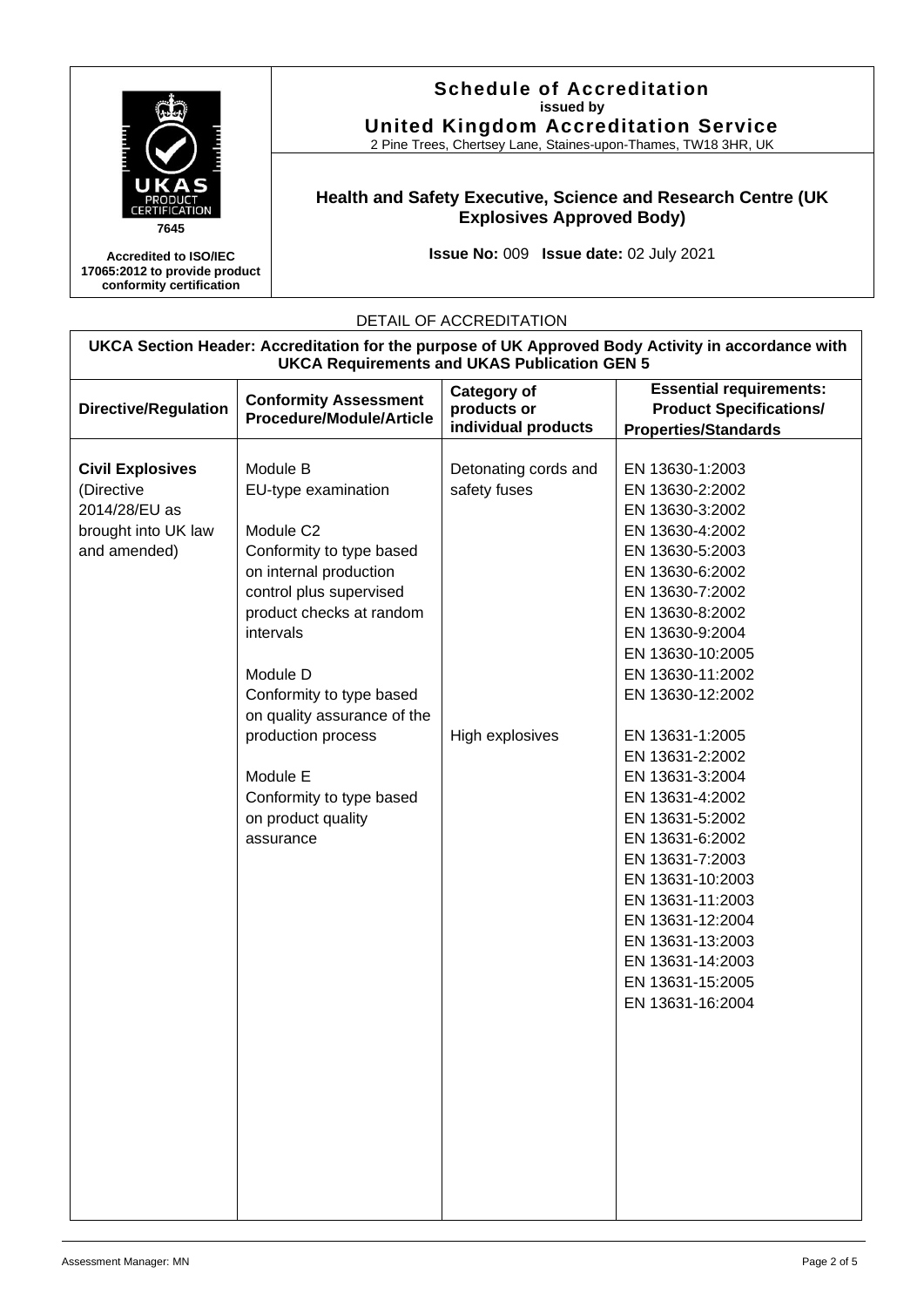**Schedule of Accreditation**
**issued by**
**United Kingdom Accreditation Service**
2 Pine Trees, Chertsey Lane, Staines-upon-Thames, TW18 3HR, UK

7645

**Accredited to ISO/IEC 17065:2012 to provide product conformity certification**

**Health and Safety Executive, Science and Research Centre (UK Explosives Approved Body)**

**Issue No:** 009 **Issue date:** 02 July 2021

DETAIL OF ACCREDITATION

**UKCA Section Header: Accreditation for the purpose of UK Approved Body Activity in accordance with UKCA Requirements and UKAS Publication GEN 5**

| Directive/Regulation | Conformity Assessment Procedure/Module/Article | Category of products or individual products | Essential requirements: Product Specifications/ Properties/Standards |
|---|---|---|---|
| **Civil Explosives** (Directive 2014/28/EU as brought into UK law and amended) | Module B<br>EU-type examination<br><br>Module C2<br>Conformity to type based on internal production control plus supervised product checks at random intervals<br><br>Module D<br>Conformity to type based on quality assurance of the production process<br><br>Module E<br>Conformity to type based on product quality assurance | Detonating cords and safety fuses | EN 13630-1:2003<br>EN 13630-2:2002<br>EN 13630-3:2002<br>EN 13630-4:2002<br>EN 13630-5:2003<br>EN 13630-6:2002<br>EN 13630-7:2002<br>EN 13630-8:2002<br>EN 13630-9:2004<br>EN 13630-10:2005<br>EN 13630-11:2002<br>EN 13630-12:2002 |
| | | High explosives | EN 13631-1:2005<br>EN 13631-2:2002<br>EN 13631-3:2004<br>EN 13631-4:2002<br>EN 13631-5:2002<br>EN 13631-6:2002<br>EN 13631-7:2003<br>EN 13631-10:2003<br>EN 13631-11:2003<br>EN 13631-12:2004<br>EN 13631-13:2003<br>EN 13631-14:2003<br>EN 13631-15:2005<br>EN 13631-16:2004 |

Assessment Manager: MN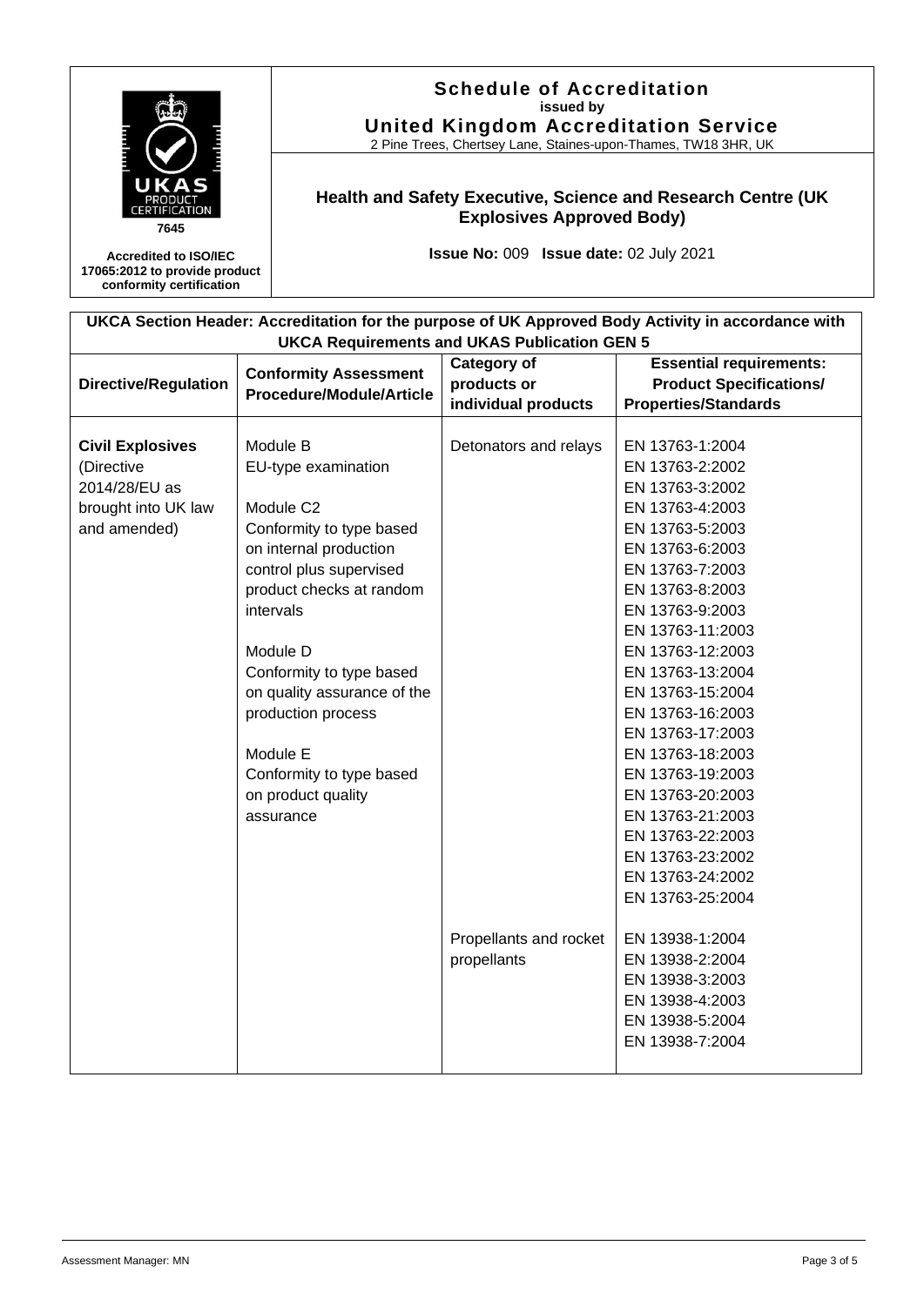**Schedule of Accreditation**
**issued by**
**United Kingdom Accreditation Service**
2 Pine Trees, Chertsey Lane, Staines-upon-Thames, TW18 3HR, UK

UKAS PRODUCT CERTIFICATION
7645

**Accredited to ISO/IEC 17065:2012 to provide product conformity certification**

**Health and Safety Executive, Science and Research Centre (UK Explosives Approved Body)**

**Issue No:** 009 **Issue date:** 02 July 2021

| UKCA Section Header: Accreditation for the purpose of UK Approved Body Activity in accordance with UKCA Requirements and UKAS Publication GEN 5 | | | |
|---|---|---|---|
| **Directive/Regulation** | **Conformity Assessment Procedure/Module/Article** | **Category of products or individual products** | **Essential requirements: Product Specifications/ Properties/Standards** |
| **Civil Explosives** (Directive 2014/28/EU as brought into UK law and amended) | Module B<br>EU-type examination<br><br>Module C2<br>Conformity to type based on internal production control plus supervised product checks at random intervals<br><br>Module D<br>Conformity to type based on quality assurance of the production process<br><br>Module E<br>Conformity to type based on product quality assurance | Detonators and relays | EN 13763-1:2004<br>EN 13763-2:2002<br>EN 13763-3:2002<br>EN 13763-4:2003<br>EN 13763-5:2003<br>EN 13763-6:2003<br>EN 13763-7:2003<br>EN 13763-8:2003<br>EN 13763-9:2003<br>EN 13763-11:2003<br>EN 13763-12:2003<br>EN 13763-13:2004<br>EN 13763-15:2004<br>EN 13763-16:2003<br>EN 13763-17:2003<br>EN 13763-18:2003<br>EN 13763-19:2003<br>EN 13763-20:2003<br>EN 13763-21:2003<br>EN 13763-22:2003<br>EN 13763-23:2002<br>EN 13763-24:2002<br>EN 13763-25:2004 |
| | | Propellants and rocket propellants | EN 13938-1:2004<br>EN 13938-2:2004<br>EN 13938-3:2003<br>EN 13938-4:2003<br>EN 13938-5:2004<br>EN 13938-7:2004 |

Assessment Manager: MN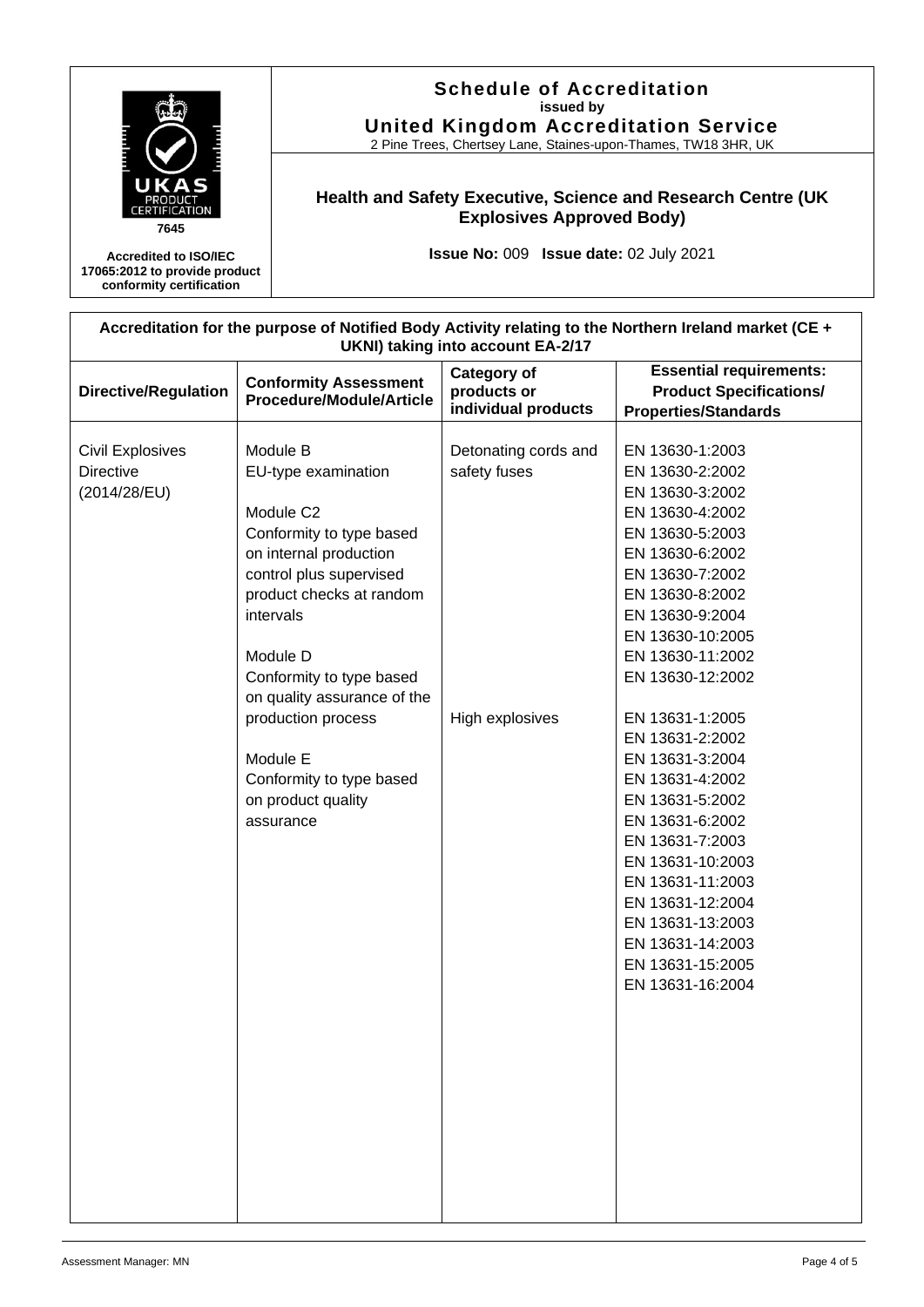**Schedule of Accreditation**
**issued by**
**United Kingdom Accreditation Service**
2 Pine Trees, Chertsey Lane, Staines-upon-Thames, TW18 3HR, UK

UKAS PRODUCT CERTIFICATION
7645

**Accredited to ISO/IEC 17065:2012 to provide product conformity certification**

**Health and Safety Executive, Science and Research Centre (UK Explosives Approved Body)**

**Issue No:** 009 **Issue date:** 02 July 2021

**Accreditation for the purpose of Notified Body Activity relating to the Northern Ireland market (CE + UKNI) taking into account EA-2/17**

| Directive/Regulation | Conformity Assessment Procedure/Module/Article | Category of products or individual products | Essential requirements: Product Specifications/ Properties/Standards |
|---|---|---|---|
| Civil Explosives Directive (2014/28/EU) | Module B<br>EU-type examination<br><br>Module C2<br>Conformity to type based on internal production control plus supervised product checks at random intervals<br><br>Module D<br>Conformity to type based on quality assurance of the production process<br><br>Module E<br>Conformity to type based on product quality assurance | Detonating cords and safety fuses | EN 13630-1:2003<br>EN 13630-2:2002<br>EN 13630-3:2002<br>EN 13630-4:2002<br>EN 13630-5:2003<br>EN 13630-6:2002<br>EN 13630-7:2002<br>EN 13630-8:2002<br>EN 13630-9:2004<br>EN 13630-10:2005<br>EN 13630-11:2002<br>EN 13630-12:2002 |
| | | High explosives | EN 13631-1:2005<br>EN 13631-2:2002<br>EN 13631-3:2004<br>EN 13631-4:2002<br>EN 13631-5:2002<br>EN 13631-6:2002<br>EN 13631-7:2003<br>EN 13631-10:2003<br>EN 13631-11:2003<br>EN 13631-12:2004<br>EN 13631-13:2003<br>EN 13631-14:2003<br>EN 13631-15:2005<br>EN 13631-16:2004 |

Assessment Manager: MN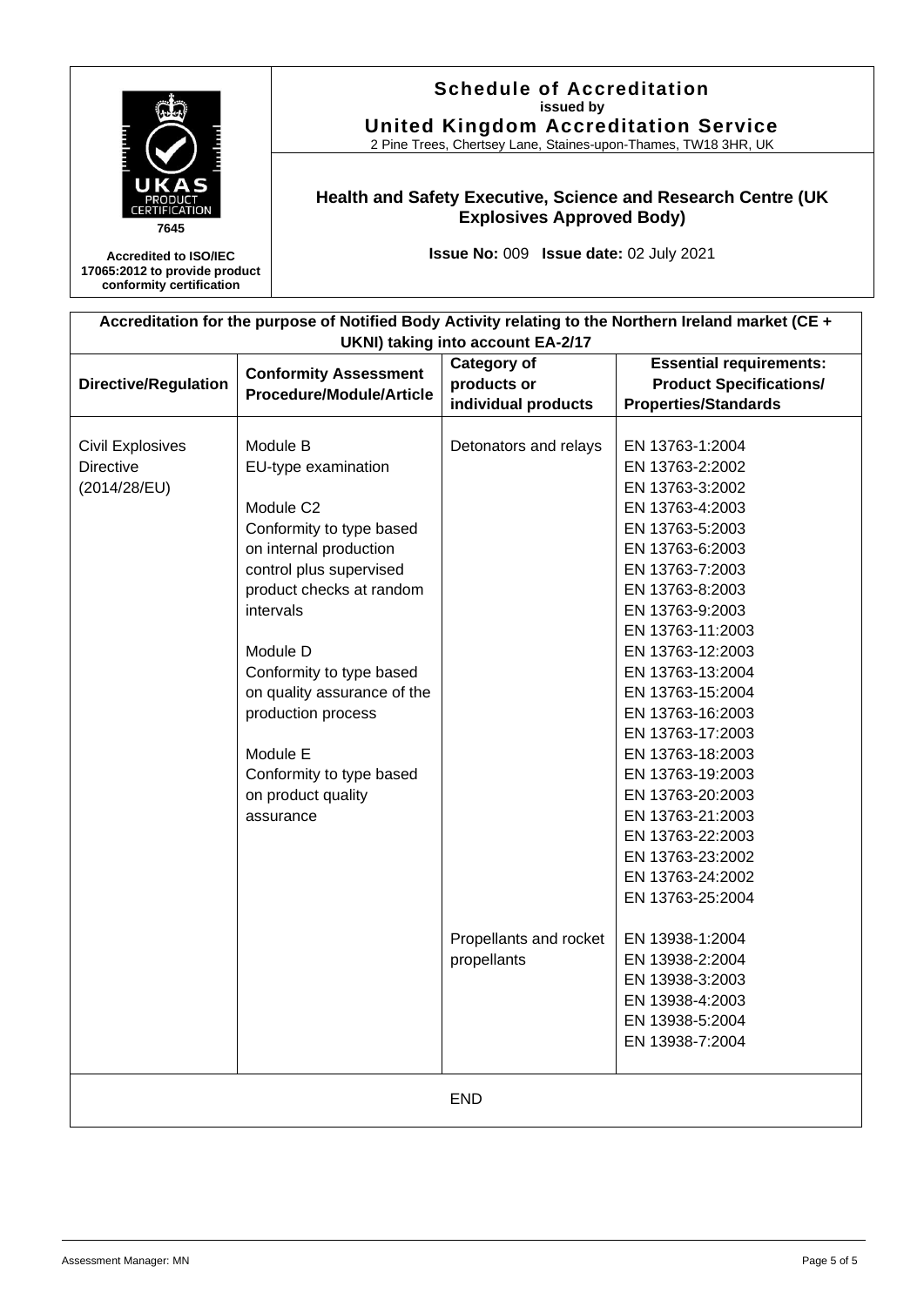**Schedule of Accreditation**
**issued by**
**United Kingdom Accreditation Service**
2 Pine Trees, Chertsey Lane, Staines-upon-Thames, TW18 3HR, UK

7645

**Accredited to ISO/IEC 17065:2012 to provide product conformity certification**

**Health and Safety Executive, Science and Research Centre (UK Explosives Approved Body)**

**Issue No:** 009 **Issue date:** 02 July 2021

**Accreditation for the purpose of Notified Body Activity relating to the Northern Ireland market (CE + UKNI) taking into account EA-2/17**

| Directive/Regulation | Conformity Assessment Procedure/Module/Article | Category of products or individual products | Essential requirements: Product Specifications/ Properties/Standards |
|---|---|---|---|
| Civil Explosives Directive (2014/28/EU) | Module B<br>EU-type examination<br><br>Module C2<br>Conformity to type based on internal production control plus supervised product checks at random intervals<br><br>Module D<br>Conformity to type based on quality assurance of the production process<br><br>Module E<br>Conformity to type based on product quality assurance | Detonators and relays | EN 13763-1:2004<br>EN 13763-2:2002<br>EN 13763-3:2002<br>EN 13763-4:2003<br>EN 13763-5:2003<br>EN 13763-6:2003<br>EN 13763-7:2003<br>EN 13763-8:2003<br>EN 13763-9:2003<br>EN 13763-11:2003<br>EN 13763-12:2003<br>EN 13763-13:2004<br>EN 13763-15:2004<br>EN 13763-16:2003<br>EN 13763-17:2003<br>EN 13763-18:2003<br>EN 13763-19:2003<br>EN 13763-20:2003<br>EN 13763-21:2003<br>EN 13763-22:2003<br>EN 13763-23:2002<br>EN 13763-24:2002<br>EN 13763-25:2004 |
| | | Propellants and rocket propellants | EN 13938-1:2004<br>EN 13938-2:2004<br>EN 13938-3:2003<br>EN 13938-4:2003<br>EN 13938-5:2004<br>EN 13938-7:2004 |

END

Assessment Manager: MN